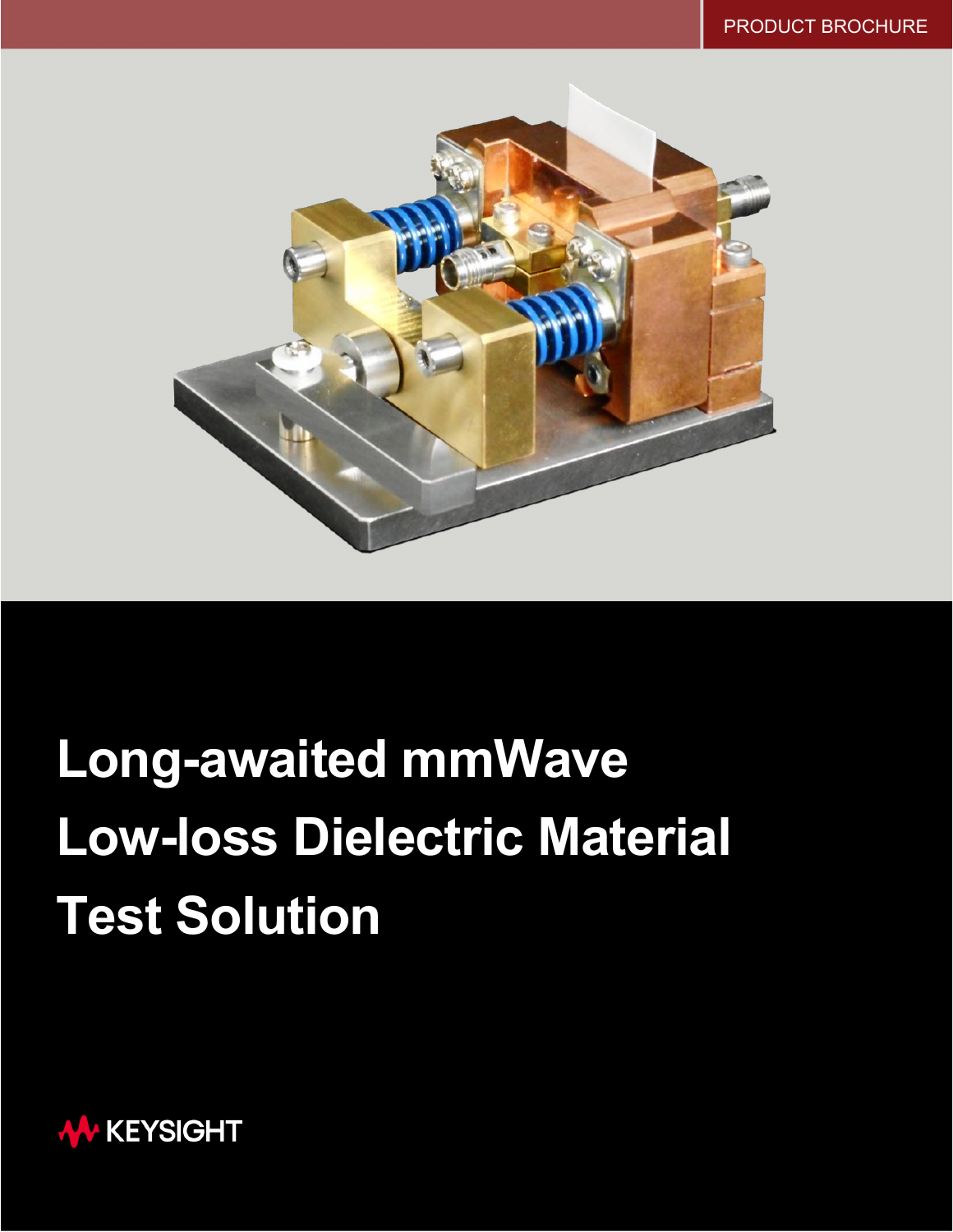PRODUCT BROCHURE

# Long-awaited mmWave Low-loss Dielectric Material Test Solution

KEYSIGHT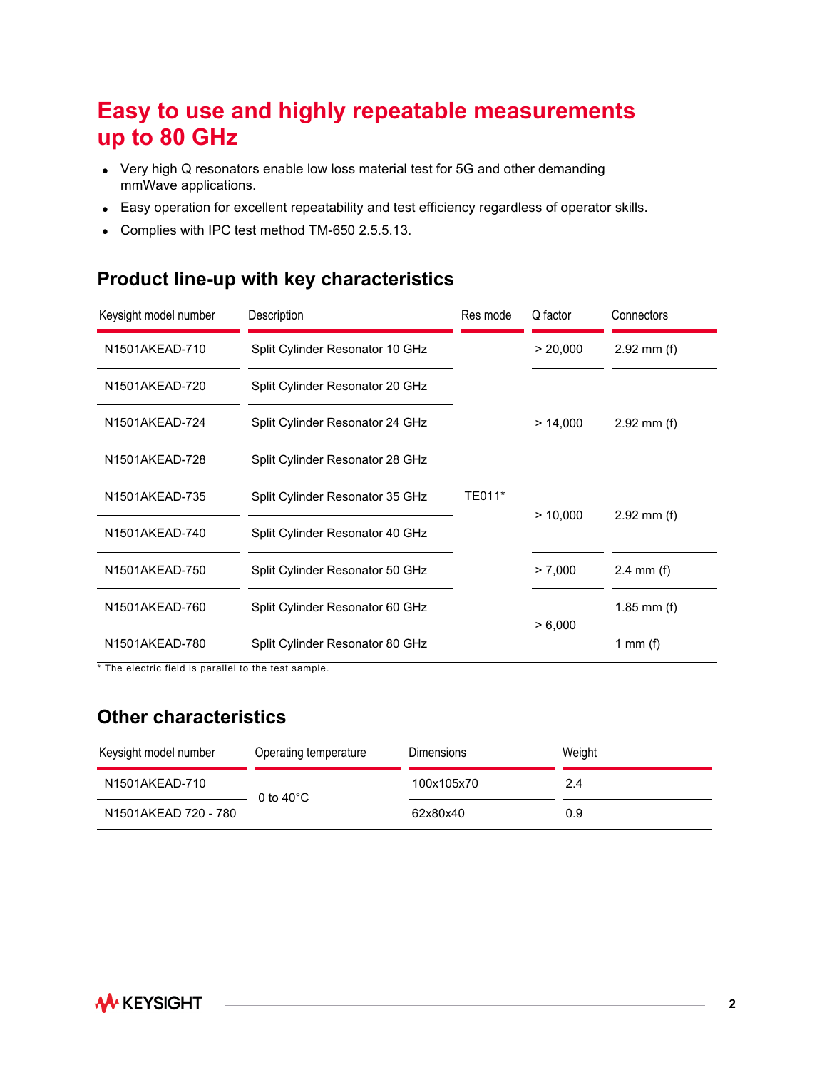# Easy to use and highly repeatable measurements up to 80 GHz

- Very high Q resonators enable low loss material test for 5G and other demanding mmWave applications.
- Easy operation for excellent repeatability and test efficiency regardless of operator skills.
- Complies with IPC test method TM-650 2.5.5.13.

## Product line-up with key characteristics

| Keysight model number | Description | Res mode | Q factor | Connectors |
|---|---|---|---|---|
| N1501AKEAD-710 | Split Cylinder Resonator 10 GHz | TE011* | > 20,000 | 2.92 mm (f) |
| N1501AKEAD-720 | Split Cylinder Resonator 20 GHz | | > 14,000 | 2.92 mm (f) |
| N1501AKEAD-724 | Split Cylinder Resonator 24 GHz | | | |
| N1501AKEAD-728 | Split Cylinder Resonator 28 GHz | | | |
| N1501AKEAD-735 | Split Cylinder Resonator 35 GHz | | > 10,000 | 2.92 mm (f) |
| N1501AKEAD-740 | Split Cylinder Resonator 40 GHz | | | |
| N1501AKEAD-750 | Split Cylinder Resonator 50 GHz | | > 7,000 | 2.4 mm (f) |
| N1501AKEAD-760 | Split Cylinder Resonator 60 GHz | | > 6,000 | 1.85 mm (f) |
| N1501AKEAD-780 | Split Cylinder Resonator 80 GHz | | | 1 mm (f) |

* The electric field is parallel to the test sample.

## Other characteristics

| Keysight model number | Operating temperature | Dimensions | Weight |
|---|---|---|---|
| N1501AKEAD-710 | 0 to 40°C | 100x105x70 | 2.4 |
| N1501AKEAD 720 - 780 | | 62x80x40 | 0.9 |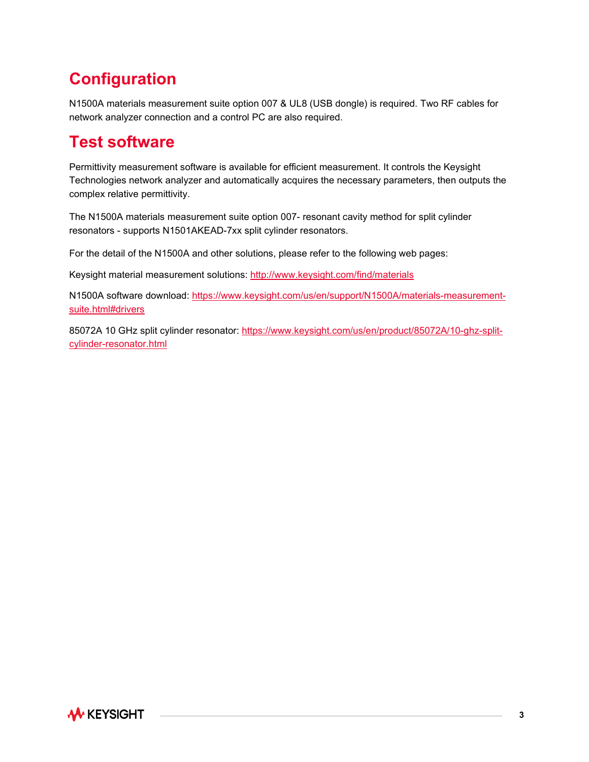## Configuration

N1500A materials measurement suite option 007 & UL8 (USB dongle) is required. Two RF cables for network analyzer connection and a control PC are also required.

## Test software

Permittivity measurement software is available for efficient measurement. It controls the Keysight Technologies network analyzer and automatically acquires the necessary parameters, then outputs the complex relative permittivity.

The N1500A materials measurement suite option 007- resonant cavity method for split cylinder resonators - supports N1501AKEAD-7xx split cylinder resonators.

For the detail of the N1500A and other solutions, please refer to the following web pages:

Keysight material measurement solutions: [http://www.keysight.com/find/materials](http://www.keysight.com/find/materials)

N1500A software download: [https://www.keysight.com/us/en/support/N1500A/materials-measurement-suite.html#drivers](https://www.keysight.com/us/en/support/N1500A/materials-measurement-suite.html#drivers)

85072A 10 GHz split cylinder resonator: [https://www.keysight.com/us/en/product/85072A/10-ghz-split-cylinder-resonator.html](https://www.keysight.com/us/en/product/85072A/10-ghz-split-cylinder-resonator.html)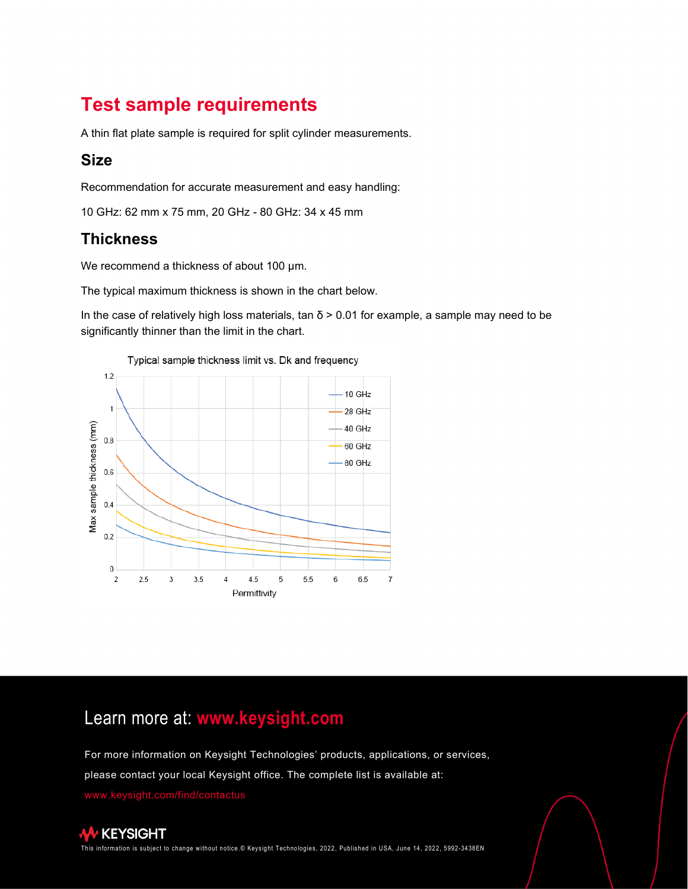## Test sample requirements

A thin flat plate sample is required for split cylinder measurements.

### Size

Recommendation for accurate measurement and easy handling:

10 GHz: 62 mm x 75 mm, 20 GHz - 80 GHz: 34 x 45 mm

### Thickness

We recommend a thickness of about 100 µm.

The typical maximum thickness is shown in the chart below.

In the case of relatively high loss materials, tan $\delta > 0.01$ for example, a sample may need to be significantly thinner than the limit in the chart.

Typical sample thickness limit vs. Dk and frequency

Max sample thickness (mm)

0
0.2
0.4
0.6
0.8
1
1.2

Permittivity

2
2.5
3
3.5
4
4.5
5
5.5
6
6.5
7

10 GHz
28 GHz
40 GHz
60 GHz
80 GHz

## Learn more at: www.keysight.com

For more information on Keysight Technologies' products, applications, or services, please contact your local Keysight office. The complete list is available at: www.keysight.com/find/contactus

KEYSIGHT

This information is subject to change without notice.© Keysight Technologies, 2022, Published in USA, June 14, 2022, 5992-3438EN